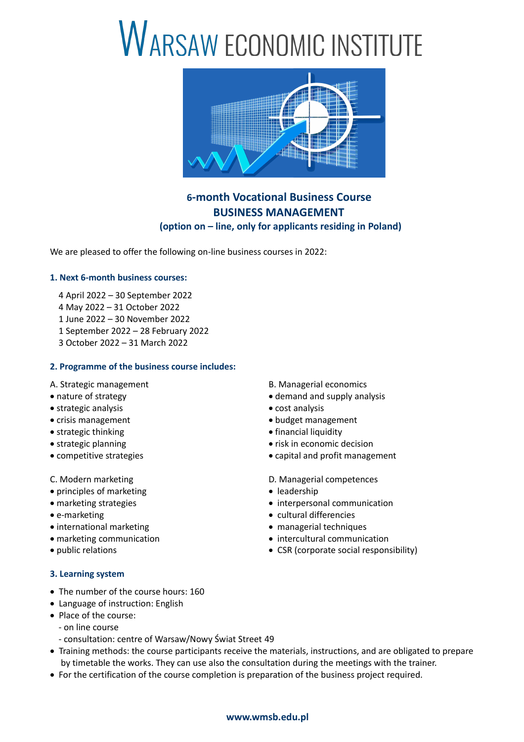# WARSAW ECONOMIC INSTITUTE

## 6-month Vocational Business Course
## BUSINESS MANAGEMENT
### (option on – line, only for applicants residing in Poland)

We are pleased to offer the following on-line business courses in 2022:

### 1. Next 6-month business courses:

4 April 2022 – 30 September 2022
4 May 2022 – 31 October 2022
1 June 2022 – 30 November 2022
1 September 2022 – 28 February 2022
3 October 2022 – 31 March 2022

### 2. Programme of the business course includes:

A. Strategic management
- nature of strategy
- strategic analysis
- crisis management
- strategic thinking
- strategic planning
- competitive strategies

B. Managerial economics
- demand and supply analysis
- cost analysis
- budget management
- financial liquidity
- risk in economic decision
- capital and profit management

C. Modern marketing
- principles of marketing
- marketing strategies
- e-marketing
- international marketing
- marketing communication
- public relations

D. Managerial competences
- leadership
- interpersonal communication
- cultural differencies
- managerial techniques
- intercultural communication
- CSR (corporate social responsibility)

### 3. Learning system

- The number of the course hours: 160
- Language of instruction: English
- Place of the course:
  - on line course
  - consultation: centre of Warsaw/Nowy Świat Street 49
- Training methods: the course participants receive the materials, instructions, and are obligated to prepare by timetable the works. They can use also the consultation during the meetings with the trainer.
- For the certification of the course completion is preparation of the business project required.

www.wmsb.edu.pl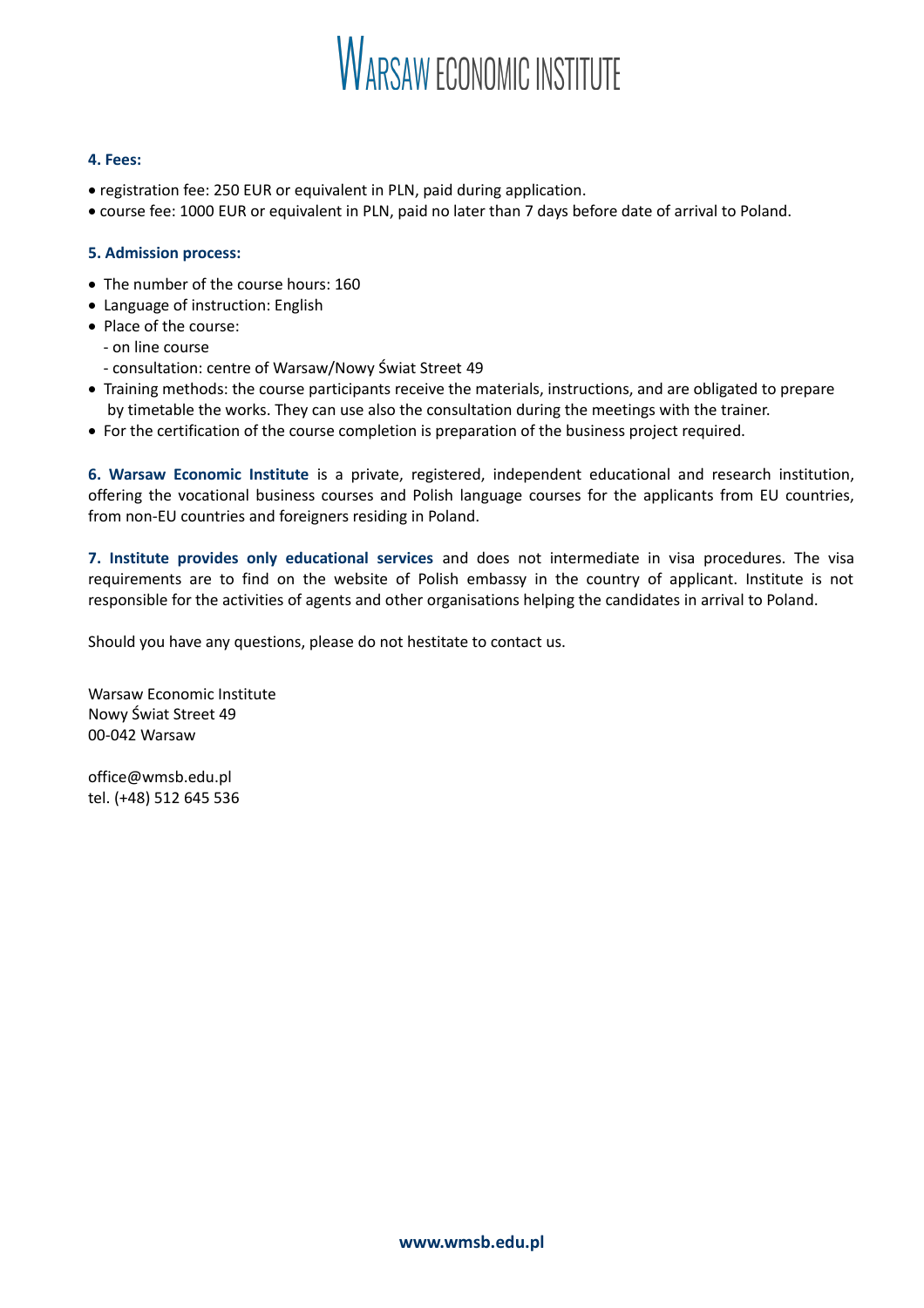#### 4. Fees:

- registration fee: 250 EUR or equivalent in PLN, paid during application.
- course fee: 1000 EUR or equivalent in PLN, paid no later than 7 days before date of arrival to Poland.

#### 5. Admission process:

- The number of the course hours: 160
- Language of instruction: English
- Place of the course:
  - on line course
  - consultation: centre of Warsaw/Nowy Świat Street 49
- Training methods: the course participants receive the materials, instructions, and are obligated to prepare by timetable the works. They can use also the consultation during the meetings with the trainer.
- For the certification of the course completion is preparation of the business project required.

**6. Warsaw Economic Institute** is a private, registered, independent educational and research institution, offering the vocational business courses and Polish language courses for the applicants from EU countries, from non-EU countries and foreigners residing in Poland.

**7. Institute provides only educational services** and does not intermediate in visa procedures. The visa requirements are to find on the website of Polish embassy in the country of applicant. Institute is not responsible for the activities of agents and other organisations helping the candidates in arrival to Poland.

Should you have any questions, please do not hestitate to contact us.

Warsaw Economic Institute
Nowy Świat Street 49
00-042 Warsaw

office@wmsb.edu.pl
tel. (+48) 512 645 536